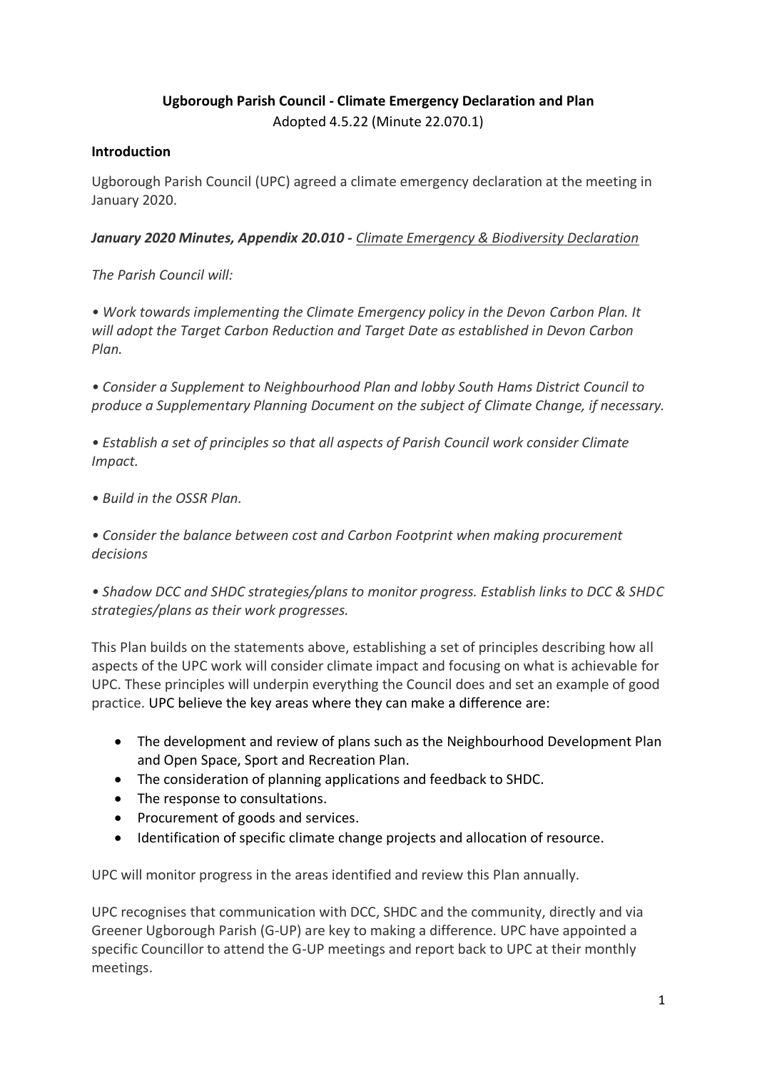# Ugborough Parish Council - Climate Emergency Declaration and Plan

Adopted 4.5.22 (Minute 22.070.1)

## Introduction

Ugborough Parish Council (UPC) agreed a climate emergency declaration at the meeting in January 2020.

***January 2020 Minutes, Appendix 20.010 -*** ***Climate Emergency & Biodiversity Declaration***

*The Parish Council will:*

*• Work towards implementing the Climate Emergency policy in the Devon Carbon Plan. It will adopt the Target Carbon Reduction and Target Date as established in Devon Carbon Plan.*

*• Consider a Supplement to Neighbourhood Plan and lobby South Hams District Council to produce a Supplementary Planning Document on the subject of Climate Change, if necessary.*

*• Establish a set of principles so that all aspects of Parish Council work consider Climate Impact.*

*• Build in the OSSR Plan.*

*• Consider the balance between cost and Carbon Footprint when making procurement decisions*

*• Shadow DCC and SHDC strategies/plans to monitor progress. Establish links to DCC & SHDC strategies/plans as their work progresses.*

This Plan builds on the statements above, establishing a set of principles describing how all aspects of the UPC work will consider climate impact and focusing on what is achievable for UPC. These principles will underpin everything the Council does and set an example of good practice. UPC believe the key areas where they can make a difference are:

- The development and review of plans such as the Neighbourhood Development Plan and Open Space, Sport and Recreation Plan.
- The consideration of planning applications and feedback to SHDC.
- The response to consultations.
- Procurement of goods and services.
- Identification of specific climate change projects and allocation of resource.

UPC will monitor progress in the areas identified and review this Plan annually.

UPC recognises that communication with DCC, SHDC and the community, directly and via Greener Ugborough Parish (G-UP) are key to making a difference. UPC have appointed a specific Councillor to attend the G-UP meetings and report back to UPC at their monthly meetings.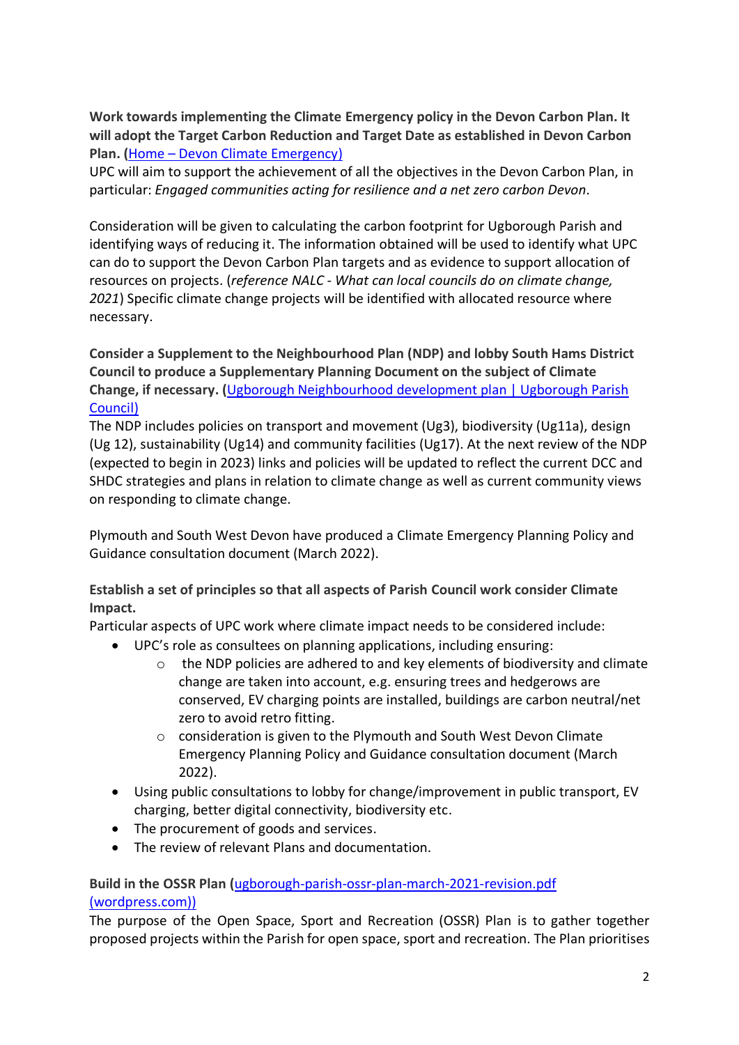**Work towards implementing the Climate Emergency policy in the Devon Carbon Plan. It will adopt the Target Carbon Reduction and Target Date as established in Devon Carbon Plan. (Home – Devon Climate Emergency)**

UPC will aim to support the achievement of all the objectives in the Devon Carbon Plan, in particular: *Engaged communities acting for resilience and a net zero carbon Devon*.

Consideration will be given to calculating the carbon footprint for Ugborough Parish and identifying ways of reducing it. The information obtained will be used to identify what UPC can do to support the Devon Carbon Plan targets and as evidence to support allocation of resources on projects. (*reference NALC - What can local councils do on climate change, 2021*) Specific climate change projects will be identified with allocated resource where necessary.

**Consider a Supplement to the Neighbourhood Plan (NDP) and lobby South Hams District Council to produce a Supplementary Planning Document on the subject of Climate Change, if necessary. (Ugborough Neighbourhood development plan | Ugborough Parish Council)**

The NDP includes policies on transport and movement (Ug3), biodiversity (Ug11a), design (Ug 12), sustainability (Ug14) and community facilities (Ug17). At the next review of the NDP (expected to begin in 2023) links and policies will be updated to reflect the current DCC and SHDC strategies and plans in relation to climate change as well as current community views on responding to climate change.

Plymouth and South West Devon have produced a Climate Emergency Planning Policy and Guidance consultation document (March 2022).

**Establish a set of principles so that all aspects of Parish Council work consider Climate Impact.**

Particular aspects of UPC work where climate impact needs to be considered include:

- UPC's role as consultees on planning applications, including ensuring:
  - the NDP policies are adhered to and key elements of biodiversity and climate change are taken into account, e.g. ensuring trees and hedgerows are conserved, EV charging points are installed, buildings are carbon neutral/net zero to avoid retro fitting.
  - consideration is given to the Plymouth and South West Devon Climate Emergency Planning Policy and Guidance consultation document (March 2022).
- Using public consultations to lobby for change/improvement in public transport, EV charging, better digital connectivity, biodiversity etc.
- The procurement of goods and services.
- The review of relevant Plans and documentation.

**Build in the OSSR Plan (ugborough-parish-ossr-plan-march-2021-revision.pdf (wordpress.com))**

The purpose of the Open Space, Sport and Recreation (OSSR) Plan is to gather together proposed projects within the Parish for open space, sport and recreation. The Plan prioritises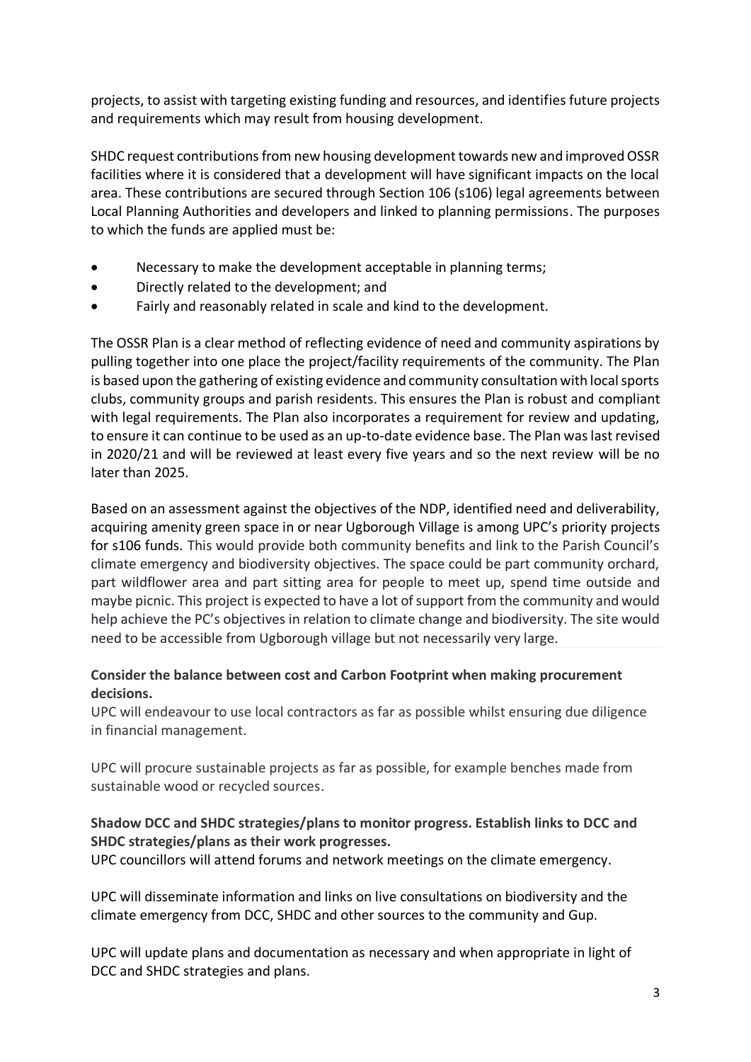projects, to assist with targeting existing funding and resources, and identifies future projects and requirements which may result from housing development.

SHDC request contributions from new housing development towards new and improved OSSR facilities where it is considered that a development will have significant impacts on the local area. These contributions are secured through Section 106 (s106) legal agreements between Local Planning Authorities and developers and linked to planning permissions. The purposes to which the funds are applied must be:

- Necessary to make the development acceptable in planning terms;
- Directly related to the development; and
- Fairly and reasonably related in scale and kind to the development.

The OSSR Plan is a clear method of reflecting evidence of need and community aspirations by pulling together into one place the project/facility requirements of the community. The Plan is based upon the gathering of existing evidence and community consultation with local sports clubs, community groups and parish residents. This ensures the Plan is robust and compliant with legal requirements. The Plan also incorporates a requirement for review and updating, to ensure it can continue to be used as an up-to-date evidence base. The Plan was last revised in 2020/21 and will be reviewed at least every five years and so the next review will be no later than 2025.

Based on an assessment against the objectives of the NDP, identified need and deliverability, acquiring amenity green space in or near Ugborough Village is among UPC's priority projects for s106 funds. This would provide both community benefits and link to the Parish Council's climate emergency and biodiversity objectives. The space could be part community orchard, part wildflower area and part sitting area for people to meet up, spend time outside and maybe picnic. This project is expected to have a lot of support from the community and would help achieve the PC's objectives in relation to climate change and biodiversity. The site would need to be accessible from Ugborough village but not necessarily very large.

**Consider the balance between cost and Carbon Footprint when making procurement decisions.**

UPC will endeavour to use local contractors as far as possible whilst ensuring due diligence in financial management.

UPC will procure sustainable projects as far as possible, for example benches made from sustainable wood or recycled sources.

**Shadow DCC and SHDC strategies/plans to monitor progress. Establish links to DCC and SHDC strategies/plans as their work progresses.**

UPC councillors will attend forums and network meetings on the climate emergency.

UPC will disseminate information and links on live consultations on biodiversity and the climate emergency from DCC, SHDC and other sources to the community and Gup.

UPC will update plans and documentation as necessary and when appropriate in light of DCC and SHDC strategies and plans.